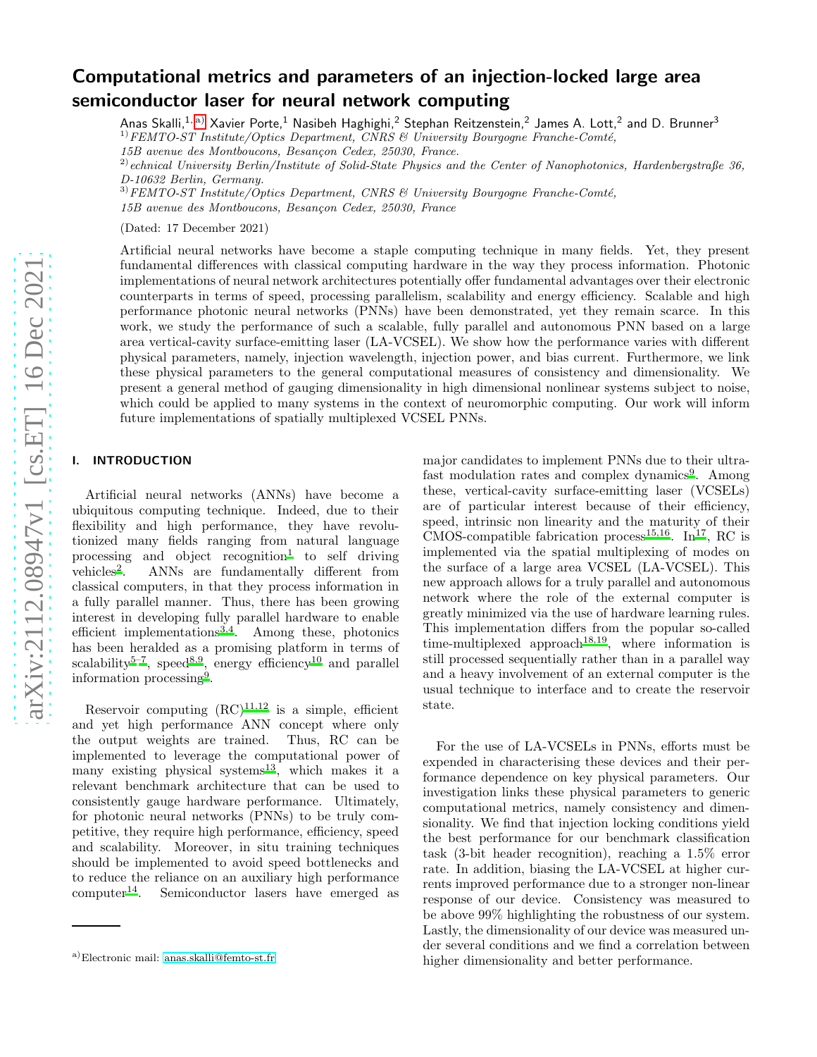# Computational metrics and parameters of an injection-locked large area semiconductor laser for neural network computing

Anas Skalli,[1,a] Xavier Porte,[1] Nasibeh Haghighi,[2] Stephan Reitzenstein,[2] James A. Lott,[2] and D. Brunner[3]

[1] *FEMTO-ST Institute/Optics Department, CNRS & University Bourgogne Franche-Comté, 15B avenue des Montboucons, Besançon Cedex, 25030, France.*

[2] *echnical University Berlin/Institute of Solid-State Physics and the Center of Nanophotonics, Hardenbergstraße 36, D-10632 Berlin, Germany.*

[3] *FEMTO-ST Institute/Optics Department, CNRS & University Bourgogne Franche-Comté, 15B avenue des Montboucons, Besançon Cedex, 25030, France*

(Dated: 17 December 2021)

Artificial neural networks have become a staple computing technique in many fields. Yet, they present fundamental differences with classical computing hardware in the way they process information. Photonic implementations of neural network architectures potentially offer fundamental advantages over their electronic counterparts in terms of speed, processing parallelism, scalability and energy efficiency. Scalable and high performance photonic neural networks (PNNs) have been demonstrated, yet they remain scarce. In this work, we study the performance of such a scalable, fully parallel and autonomous PNN based on a large area vertical-cavity surface-emitting laser (LA-VCSEL). We show how the performance varies with different physical parameters, namely, injection wavelength, injection power, and bias current. Furthermore, we link these physical parameters to the general computational measures of consistency and dimensionality. We present a general method of gauging dimensionality in high dimensional nonlinear systems subject to noise, which could be applied to many systems in the context of neuromorphic computing. Our work will inform future implementations of spatially multiplexed VCSEL PNNs.

## I. INTRODUCTION

Artificial neural networks (ANNs) have become a ubiquitous computing technique. Indeed, due to their flexibility and high performance, they have revolutionized many fields ranging from natural language processing and object recognition[1] to self driving vehicles[2]. ANNs are fundamentally different from classical computers, in that they process information in a fully parallel manner. Thus, there has been growing interest in developing fully parallel hardware to enable efficient implementations[3,4]. Among these, photonics has been heralded as a promising platform in terms of scalability[5–7], speed[8,9], energy efficiency[10] and parallel information processing[9].

Reservoir computing (RC)[11,12] is a simple, efficient and yet high performance ANN concept where only the output weights are trained. Thus, RC can be implemented to leverage the computational power of many existing physical systems[13], which makes it a relevant benchmark architecture that can be used to consistently gauge hardware performance. Ultimately, for photonic neural networks (PNNs) to be truly competitive, they require high performance, efficiency, speed and scalability. Moreover, in situ training techniques should be implemented to avoid speed bottlenecks and to reduce the reliance on an auxiliary high performance computer[14]. Semiconductor lasers have emerged as major candidates to implement PNNs due to their ultrafast modulation rates and complex dynamics[9]. Among these, vertical-cavity surface-emitting laser (VCSELs) are of particular interest because of their efficiency, speed, intrinsic non linearity and the maturity of their CMOS-compatible fabrication process[15,16]. In[17], RC is implemented via the spatial multiplexing of modes on the surface of a large area VCSEL (LA-VCSEL). This new approach allows for a truly parallel and autonomous network where the role of the external computer is greatly minimized via the use of hardware learning rules. This implementation differs from the popular so-called time-multiplexed approach[18,19], where information is still processed sequentially rather than in a parallel way and a heavy involvement of an external computer is the usual technique to interface and to create the reservoir state.

For the use of LA-VCSELs in PNNs, efforts must be expended in characterising these devices and their performance dependence on key physical parameters. Our investigation links these physical parameters to generic computational metrics, namely consistency and dimensionality. We find that injection locking conditions yield the best performance for our benchmark classification task (3-bit header recognition), reaching a 1.5% error rate. In addition, biasing the LA-VCSEL at higher currents improved performance due to a stronger non-linear response of our device. Consistency was measured to be above 99% highlighting the robustness of our system. Lastly, the dimensionality of our device was measured under several conditions and we find a correlation between higher dimensionality and better performance.

[a] Electronic mail: anas.skalli@femto-st.fr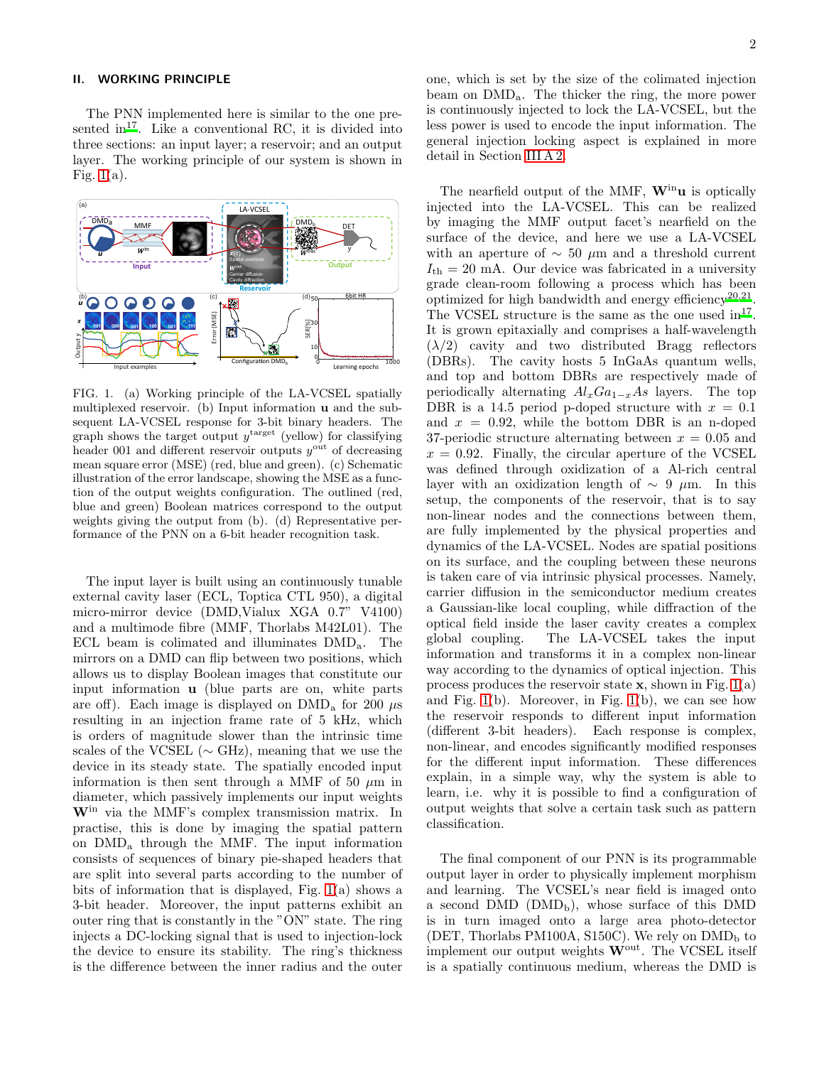## II. WORKING PRINCIPLE

The PNN implemented here is similar to the one presented in[17]. Like a conventional RC, it is divided into three sections: an input layer; a reservoir; and an output layer. The working principle of our system is shown in Fig. 1(a).

FIG. 1. (a) Working principle of the LA-VCSEL spatially multiplexed reservoir. (b) Input information $\mathbf{u}$ and the subsequent LA-VCSEL response for 3-bit binary headers. The graph shows the target output $y^{\text{target}}$ (yellow) for classifying header 001 and different reservoir outputs $y^{\text{out}}$ of decreasing mean square error (MSE) (red, blue and green). (c) Schematic illustration of the error landscape, showing the MSE as a function of the output weights configuration. The outlined (red, blue and green) Boolean matrices correspond to the output weights giving the output from (b). (d) Representative performance of the PNN on a 6-bit header recognition task.

The input layer is built using an continuously tunable external cavity laser (ECL, Toptica CTL 950), a digital micro-mirror device (DMD,Vialux XGA 0.7" V4100) and a multimode fibre (MMF, Thorlabs M42L01). The ECL beam is colimated and illuminates $\text{DMD}_\text{a}$. The mirrors on a DMD can flip between two positions, which allows us to display Boolean images that constitute our input information $\mathbf{u}$ (blue parts are on, white parts are off). Each image is displayed on $\text{DMD}_\text{a}$ for 200 $\mu$s resulting in an injection frame rate of 5 kHz, which is orders of magnitude slower than the intrinsic time scales of the VCSEL ($\sim$ GHz), meaning that we use the device in its steady state. The spatially encoded input information is then sent through a MMF of 50 $\mu$m in diameter, which passively implements our input weights $\mathbf{W}^{\text{in}}$ via the MMF's complex transmission matrix. In practise, this is done by imaging the spatial pattern on $\text{DMD}_\text{a}$ through the MMF. The input information consists of sequences of binary pie-shaped headers that are split into several parts according to the number of bits of information that is displayed, Fig. 1(a) shows a 3-bit header. Moreover, the input patterns exhibit an outer ring that is constantly in the "ON" state. The ring injects a DC-locking signal that is used to injection-lock the device to ensure its stability. The ring's thickness is the difference between the inner radius and the outer one, which is set by the size of the colimated injection beam on $\text{DMD}_\text{a}$. The thicker the ring, the more power is continuously injected to lock the LA-VCSEL, but the less power is used to encode the input information. The general injection locking aspect is explained in more detail in Section III A 2.

The nearfield output of the MMF, $\mathbf{W}^{\text{in}}\mathbf{u}$ is optically injected into the LA-VCSEL. This can be realized by imaging the MMF output facet's nearfield on the surface of the device, and here we use a LA-VCSEL with an aperture of $\sim$ 50 $\mu$m and a threshold current $I_{\text{th}}$ = 20 mA. Our device was fabricated in a university grade clean-room following a process which has been optimized for high bandwidth and energy efficiency[20,21]. The VCSEL structure is the same as the one used in[17]. It is grown epitaxially and comprises a half-wavelength ($\lambda/2$) cavity and two distributed Bragg reflectors (DBRs). The cavity hosts 5 InGaAs quantum wells, and top and bottom DBRs are respectively made of periodically alternating $Al_xGa_{1-x}As$ layers. The top DBR is a 14.5 period p-doped structure with $x$ = 0.1 and $x$ = 0.92, while the bottom DBR is an n-doped 37-periodic structure alternating between $x$ = 0.05 and $x$ = 0.92. Finally, the circular aperture of the VCSEL was defined through oxidization of a Al-rich central layer with an oxidization length of $\sim$ 9 $\mu$m. In this setup, the components of the reservoir, that is to say non-linear nodes and the connections between them, are fully implemented by the physical properties and dynamics of the LA-VCSEL. Nodes are spatial positions on its surface, and the coupling between these neurons is taken care of via intrinsic physical processes. Namely, carrier diffusion in the semiconductor medium creates a Gaussian-like local coupling, while diffraction of the optical field inside the laser cavity creates a complex global coupling. The LA-VCSEL takes the input information and transforms it in a complex non-linear way according to the dynamics of optical injection. This process produces the reservoir state $\mathbf{x}$, shown in Fig. 1(a) and Fig. 1(b). Moreover, in Fig. 1(b), we can see how the reservoir responds to different input information (different 3-bit headers). Each response is complex, non-linear, and encodes significantly modified responses for the different input information. These differences explain, in a simple way, why the system is able to learn, i.e. why it is possible to find a configuration of output weights that solve a certain task such as pattern classification.

The final component of our PNN is its programmable output layer in order to physically implement morphism and learning. The VCSEL's near field is imaged onto a second DMD ($\text{DMD}_\text{b}$), whose surface of this DMD is in turn imaged onto a large area photo-detector (DET, Thorlabs PM100A, S150C). We rely on $\text{DMD}_\text{b}$ to implement our output weights $\mathbf{W}^{\text{out}}$. The VCSEL itself is a spatially continuous medium, whereas the DMD is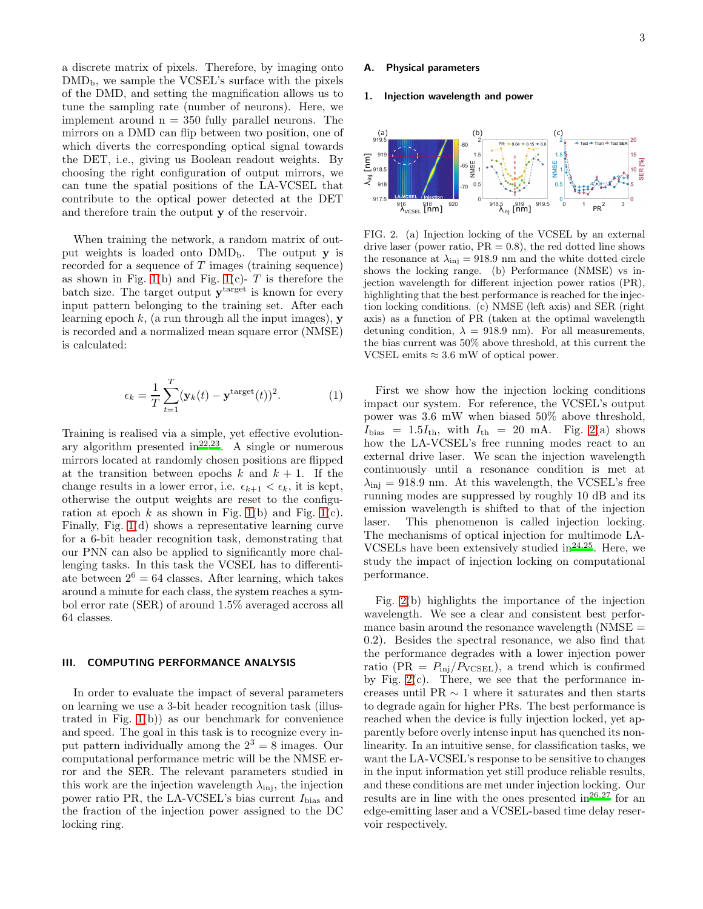a discrete matrix of pixels. Therefore, by imaging onto $\text{DMD}_\text{b}$, we sample the VCSEL's surface with the pixels of the DMD, and setting the magnification allows us to tune the sampling rate (number of neurons). Here, we implement around $n = 350$ fully parallel neurons. The mirrors on a DMD can flip between two position, one of which diverts the corresponding optical signal towards the DET, i.e., giving us Boolean readout weights. By choosing the right configuration of output mirrors, we can tune the spatial positions of the LA-VCSEL that contribute to the optical power detected at the DET and therefore train the output $\mathbf{y}$ of the reservoir.

When training the network, a random matrix of output weights is loaded onto $\text{DMD}_\text{b}$. The output $\mathbf{y}$ is recorded for a sequence of $T$ images (training sequence) as shown in Fig. 1(b) and Fig. 1(c)- $T$ is therefore the batch size. The target output $\mathbf{y}^{\text{target}}$ is known for every input pattern belonging to the training set. After each learning epoch $k$, (a run through all the input images), $\mathbf{y}$ is recorded and a normalized mean square error (NMSE) is calculated:

$$\epsilon_k = \frac{1}{T}\sum_{t=1}^{T}(\mathbf{y}_k(t) - \mathbf{y}^{\text{target}}(t))^2. \tag{1}$$

Training is realised via a simple, yet effective evolutionary algorithm presented in[22,23]. A single or numerous mirrors located at randomly chosen positions are flipped at the transition between epochs $k$ and $k+1$. If the change results in a lower error, i.e. $\epsilon_{k+1} < \epsilon_k$, it is kept, otherwise the output weights are reset to the configuration at epoch $k$ as shown in Fig. 1(b) and Fig. 1(c). Finally, Fig. 1(d) shows a representative learning curve for a 6-bit header recognition task, demonstrating that our PNN can also be applied to significantly more challenging tasks. In this task the VCSEL has to differentiate between $2^6 = 64$ classes. After learning, which takes around a minute for each class, the system reaches a symbol error rate (SER) of around 1.5% averaged accross all 64 classes.

## III. COMPUTING PERFORMANCE ANALYSIS

In order to evaluate the impact of several parameters on learning we use a 3-bit header recognition task (illustrated in Fig. 1(b)) as our benchmark for convenience and speed. The goal in this task is to recognize every input pattern individually among the $2^3 = 8$ images. Our computational performance metric will be the NMSE error and the SER. The relevant parameters studied in this work are the injection wavelength $\lambda_{\text{inj}}$, the injection power ratio PR, the LA-VCSEL's bias current $I_{\text{bias}}$ and the fraction of the injection power assigned to the DC locking ring.

### A. Physical parameters

#### 1. Injection wavelength and power

FIG. 2. (a) Injection locking of the VCSEL by an external drive laser (power ratio, PR = 0.8), the red dotted line shows the resonance at $\lambda_{\text{inj}} = 918.9$ nm and the white dotted circle shows the locking range. (b) Performance (NMSE) vs injection wavelength for different injection power ratios (PR), highlighting that the best performance is reached for the injection locking conditions. (c) NMSE (left axis) and SER (right axis) as a function of PR (taken at the optimal wavelength detuning condition, $\lambda = 918.9$ nm). For all measurements, the bias current was 50% above threshold, at this current the VCSEL emits $\approx 3.6$ mW of optical power.

First we show how the injection locking conditions impact our system. For reference, the VCSEL's output power was 3.6 mW when biased 50% above threshold, $I_{\text{bias}} = 1.5 I_{\text{th}}$, with $I_{\text{th}} = 20$ mA. Fig. 2(a) shows how the LA-VCSEL's free running modes react to an external drive laser. We scan the injection wavelength continuously until a resonance condition is met at $\lambda_{\text{inj}} = 918.9$ nm. At this wavelength, the VCSEL's free running modes are suppressed by roughly 10 dB and its emission wavelength is shifted to that of the injection laser. This phenomenon is called injection locking. The mechanisms of optical injection for multimode LA-VCSELs have been extensively studied in[24,25]. Here, we study the impact of injection locking on computational performance.

Fig. 2(b) highlights the importance of the injection wavelength. We see a clear and consistent best performance basin around the resonance wavelength (NMSE = 0.2). Besides the spectral resonance, we also find that the performance degrades with a lower injection power ratio ($\text{PR} = P_{\text{inj}}/P_{\text{VCSEL}}$), a trend which is confirmed by Fig. 2(c). There, we see that the performance increases until PR $\sim 1$ where it saturates and then starts to degrade again for higher PRs. The best performance is reached when the device is fully injection locked, yet apparently before overly intense input has quenched its nonlinearity. In an intuitive sense, for classification tasks, we want the LA-VCSEL's response to be sensitive to changes in the input information yet still produce reliable results, and these conditions are met under injection locking. Our results are in line with the ones presented in[26,27] for an edge-emitting laser and a VCSEL-based time delay reservoir respectively.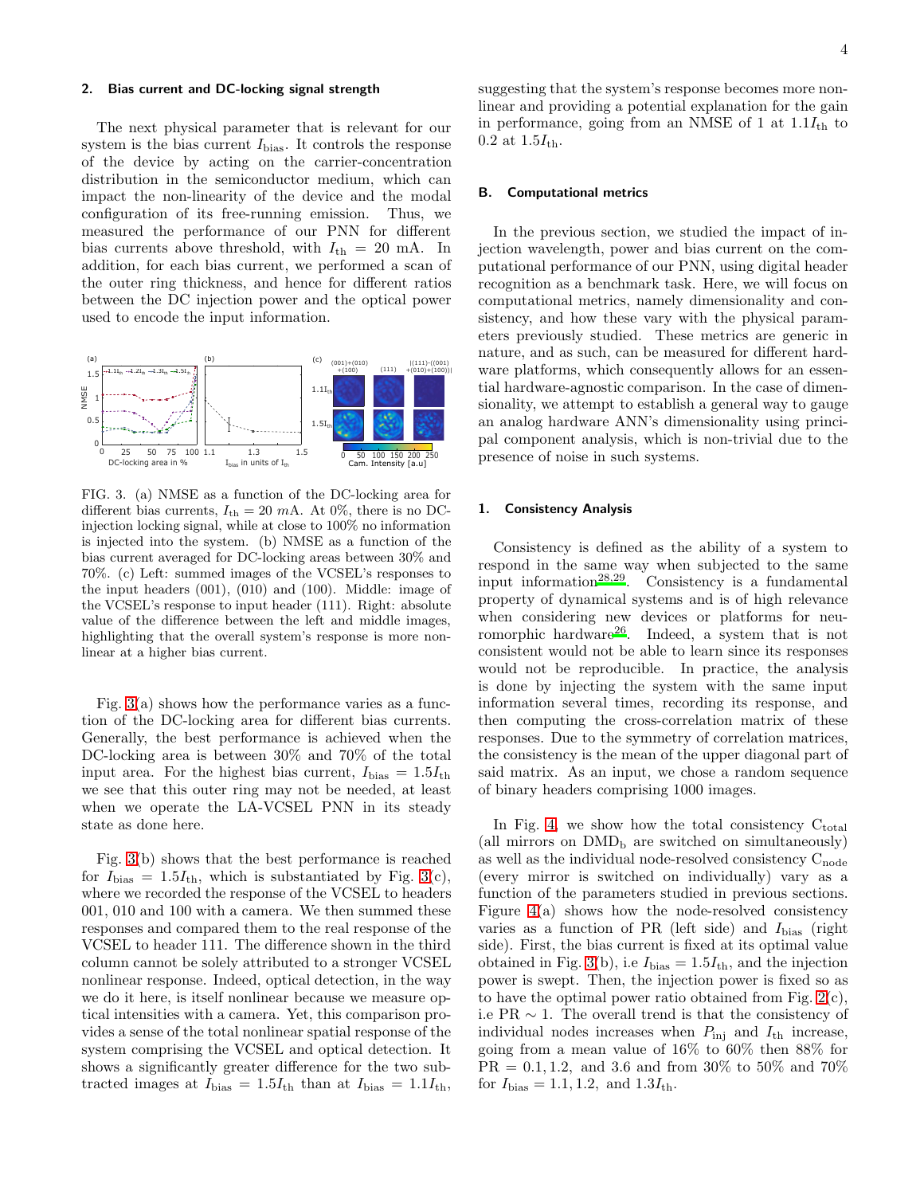### 2. Bias current and DC-locking signal strength

The next physical parameter that is relevant for our system is the bias current $I_{\text{bias}}$. It controls the response of the device by acting on the carrier-concentration distribution in the semiconductor medium, which can impact the non-linearity of the device and the modal configuration of its free-running emission. Thus, we measured the performance of our PNN for different bias currents above threshold, with $I_{\text{th}} = 20$ mA. In addition, for each bias current, we performed a scan of the outer ring thickness, and hence for different ratios between the DC injection power and the optical power used to encode the input information.

FIG. 3. (a) NMSE as a function of the DC-locking area for different bias currents, $I_{\text{th}} = 20$ $mA$. At 0%, there is no DC-injection locking signal, while at close to 100% no information is injected into the system. (b) NMSE as a function of the bias current averaged for DC-locking areas between 30% and 70%. (c) Left: summed images of the VCSEL's responses to the input headers (001), (010) and (100). Middle: image of the VCSEL's response to input header (111). Right: absolute value of the difference between the left and middle images, highlighting that the overall system's response is more non-linear at a higher bias current.

Fig. 3(a) shows how the performance varies as a function of the DC-locking area for different bias currents. Generally, the best performance is achieved when the DC-locking area is between 30% and 70% of the total input area. For the highest bias current, $I_{\text{bias}} = 1.5I_{\text{th}}$ we see that this outer ring may not be needed, at least when we operate the LA-VCSEL PNN in its steady state as done here.

Fig. 3(b) shows that the best performance is reached for $I_{\text{bias}} = 1.5I_{\text{th}}$, which is substantiated by Fig. 3(c), where we recorded the response of the VCSEL to headers 001, 010 and 100 with a camera. We then summed these responses and compared them to the real response of the VCSEL to header 111. The difference shown in the third column cannot be solely attributed to a stronger VCSEL nonlinear response. Indeed, optical detection, in the way we do it here, is itself nonlinear because we measure optical intensities with a camera. Yet, this comparison provides a sense of the total nonlinear spatial response of the system comprising the VCSEL and optical detection. It shows a significantly greater difference for the two subtracted images at $I_{\text{bias}} = 1.5I_{\text{th}}$ than at $I_{\text{bias}} = 1.1I_{\text{th}}$, suggesting that the system's response becomes more nonlinear and providing a potential explanation for the gain in performance, going from an NMSE of 1 at $1.1I_{\text{th}}$ to 0.2 at $1.5I_{\text{th}}$.

## B. Computational metrics

In the previous section, we studied the impact of injection wavelength, power and bias current on the computational performance of our PNN, using digital header recognition as a benchmark task. Here, we will focus on computational metrics, namely dimensionality and consistency, and how these vary with the physical parameters previously studied. These metrics are generic in nature, and as such, can be measured for different hardware platforms, which consequently allows for an essential hardware-agnostic comparison. In the case of dimensionality, we attempt to establish a general way to gauge an analog hardware ANN's dimensionality using principal component analysis, which is non-trivial due to the presence of noise in such systems.

### 1. Consistency Analysis

Consistency is defined as the ability of a system to respond in the same way when subjected to the same input information[28,29]. Consistency is a fundamental property of dynamical systems and is of high relevance when considering new devices or platforms for neuromorphic hardware[26]. Indeed, a system that is not consistent would not be able to learn since its responses would not be reproducible. In practice, the analysis is done by injecting the system with the same input information several times, recording its response, and then computing the cross-correlation matrix of these responses. Due to the symmetry of correlation matrices, the consistency is the mean of the upper diagonal part of said matrix. As an input, we chose a random sequence of binary headers comprising 1000 images.

In Fig. 4, we show how the total consistency $C_{\text{total}}$ (all mirrors on $\text{DMD}_{\text{b}}$ are switched on simultaneously) as well as the individual node-resolved consistency $C_{\text{node}}$ (every mirror is switched on individually) vary as a function of the parameters studied in previous sections. Figure 4(a) shows how the node-resolved consistency varies as a function of PR (left side) and $I_{\text{bias}}$ (right side). First, the bias current is fixed at its optimal value obtained in Fig. 3(b), i.e $I_{\text{bias}} = 1.5I_{\text{th}}$, and the injection power is swept. Then, the injection power is fixed so as to have the optimal power ratio obtained from Fig. 2(c), i.e PR $\sim 1$. The overall trend is that the consistency of individual nodes increases when $P_{\text{inj}}$ and $I_{\text{th}}$ increase, going from a mean value of 16% to 60% then 88% for PR $= 0.1, 1.2,$ and 3.6 and from 30% to 50% and 70% for $I_{\text{bias}} = 1.1, 1.2,$ and $1.3I_{\text{th}}$.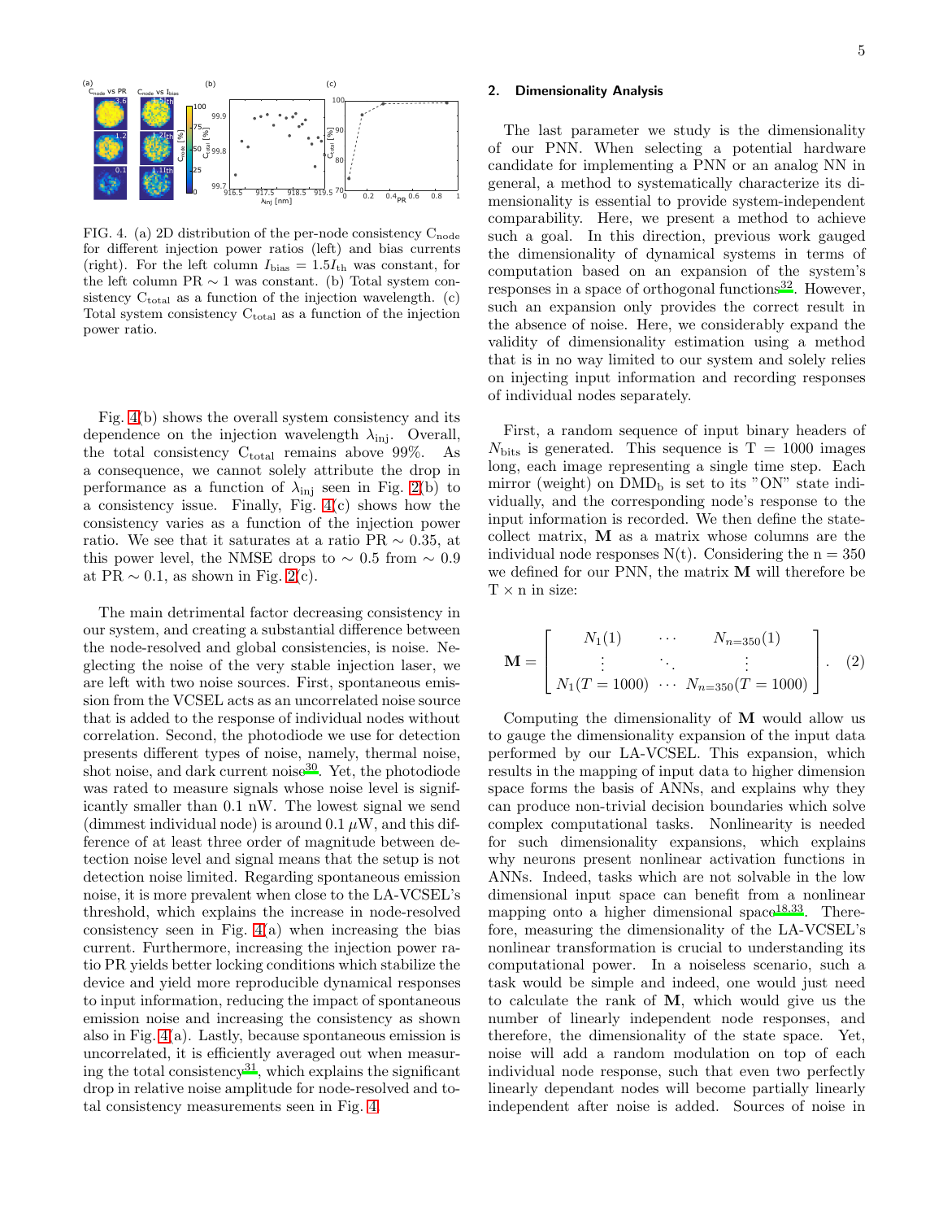FIG. 4. (a) 2D distribution of the per-node consistency $C_{\rm node}$ for different injection power ratios (left) and bias currents (right). For the left column $I_{\rm bias} = 1.5 I_{\rm th}$ was constant, for the left column PR $\sim 1$ was constant. (b) Total system consistency $C_{\rm total}$ as a function of the injection wavelength. (c) Total system consistency $C_{\rm total}$ as a function of the injection power ratio.

Fig. 4(b) shows the overall system consistency and its dependence on the injection wavelength $\lambda_{\rm inj}$. Overall, the total consistency $C_{\rm total}$ remains above 99%. As a consequence, we cannot solely attribute the drop in performance as a function of $\lambda_{\rm inj}$ seen in Fig. 2(b) to a consistency issue. Finally, Fig. 4(c) shows how the consistency varies as a function of the injection power ratio. We see that it saturates at a ratio PR $\sim 0.35$, at this power level, the NMSE drops to $\sim 0.5$ from $\sim 0.9$ at PR $\sim 0.1$, as shown in Fig. 2(c).

The main detrimental factor decreasing consistency in our system, and creating a substantial difference between the node-resolved and global consistencies, is noise. Neglecting the noise of the very stable injection laser, we are left with two noise sources. First, spontaneous emission from the VCSEL acts as an uncorrelated noise source that is added to the response of individual nodes without correlation. Second, the photodiode we use for detection presents different types of noise, namely, thermal noise, shot noise, and dark current noise[30]. Yet, the photodiode was rated to measure signals whose noise level is significantly smaller than 0.1 nW. The lowest signal we send (dimmest individual node) is around 0.1 $\mu$W, and this difference of at least three order of magnitude between detection noise level and signal means that the setup is not detection noise limited. Regarding spontaneous emission noise, it is more prevalent when close to the LA-VCSEL's threshold, which explains the increase in node-resolved consistency seen in Fig. 4(a) when increasing the bias current. Furthermore, increasing the injection power ratio PR yields better locking conditions which stabilize the device and yield more reproducible dynamical responses to input information, reducing the impact of spontaneous emission noise and increasing the consistency as shown also in Fig. 4(a). Lastly, because spontaneous emission is uncorrelated, it is efficiently averaged out when measuring the total consistency[31], which explains the significant drop in relative noise amplitude for node-resolved and total consistency measurements seen in Fig. 4.

### 2. Dimensionality Analysis

The last parameter we study is the dimensionality of our PNN. When selecting a potential hardware candidate for implementing a PNN or an analog NN in general, a method to systematically characterize its dimensionality is essential to provide system-independent comparability. Here, we present a method to achieve such a goal. In this direction, previous work gauged the dimensionality of dynamical systems in terms of computation based on an expansion of the system's responses in a space of orthogonal functions[32]. However, such an expansion only provides the correct result in the absence of noise. Here, we considerably expand the validity of dimensionality estimation using a method that is in no way limited to our system and solely relies on injecting input information and recording responses of individual nodes separately.

First, a random sequence of input binary headers of $N_{\rm bits}$ is generated. This sequence is T = 1000 images long, each image representing a single time step. Each mirror (weight) on $\text{DMD}_\text{b}$ is set to its "ON" state individually, and the corresponding node's response to the input information is recorded. We then define the state-collect matrix, $\mathbf{M}$ as a matrix whose columns are the individual node responses N(t). Considering the n = 350 we defined for our PNN, the matrix $\mathbf{M}$ will therefore be T × n in size:

$$\mathbf{M} = \begin{bmatrix} N_1(1) & \cdots & N_{n=350}(1) \\ \vdots & \ddots & \vdots \\ N_1(T=1000) & \cdots & N_{n=350}(T=1000) \end{bmatrix}. \quad (2)$$

Computing the dimensionality of $\mathbf{M}$ would allow us to gauge the dimensionality expansion of the input data performed by our LA-VCSEL. This expansion, which results in the mapping of input data to higher dimension space forms the basis of ANNs, and explains why they can produce non-trivial decision boundaries which solve complex computational tasks. Nonlinearity is needed for such dimensionality expansions, which explains why neurons present nonlinear activation functions in ANNs. Indeed, tasks which are not solvable in the low dimensional input space can benefit from a nonlinear mapping onto a higher dimensional space[18,33]. Therefore, measuring the dimensionality of the LA-VCSEL's nonlinear transformation is crucial to understanding its computational power. In a noiseless scenario, such a task would be simple and indeed, one would just need to calculate the rank of $\mathbf{M}$, which would give us the number of linearly independent node responses, and therefore, the dimensionality of the state space. Yet, noise will add a random modulation on top of each individual node response, such that even two perfectly linearly dependant nodes will become partially linearly independent after noise is added. Sources of noise in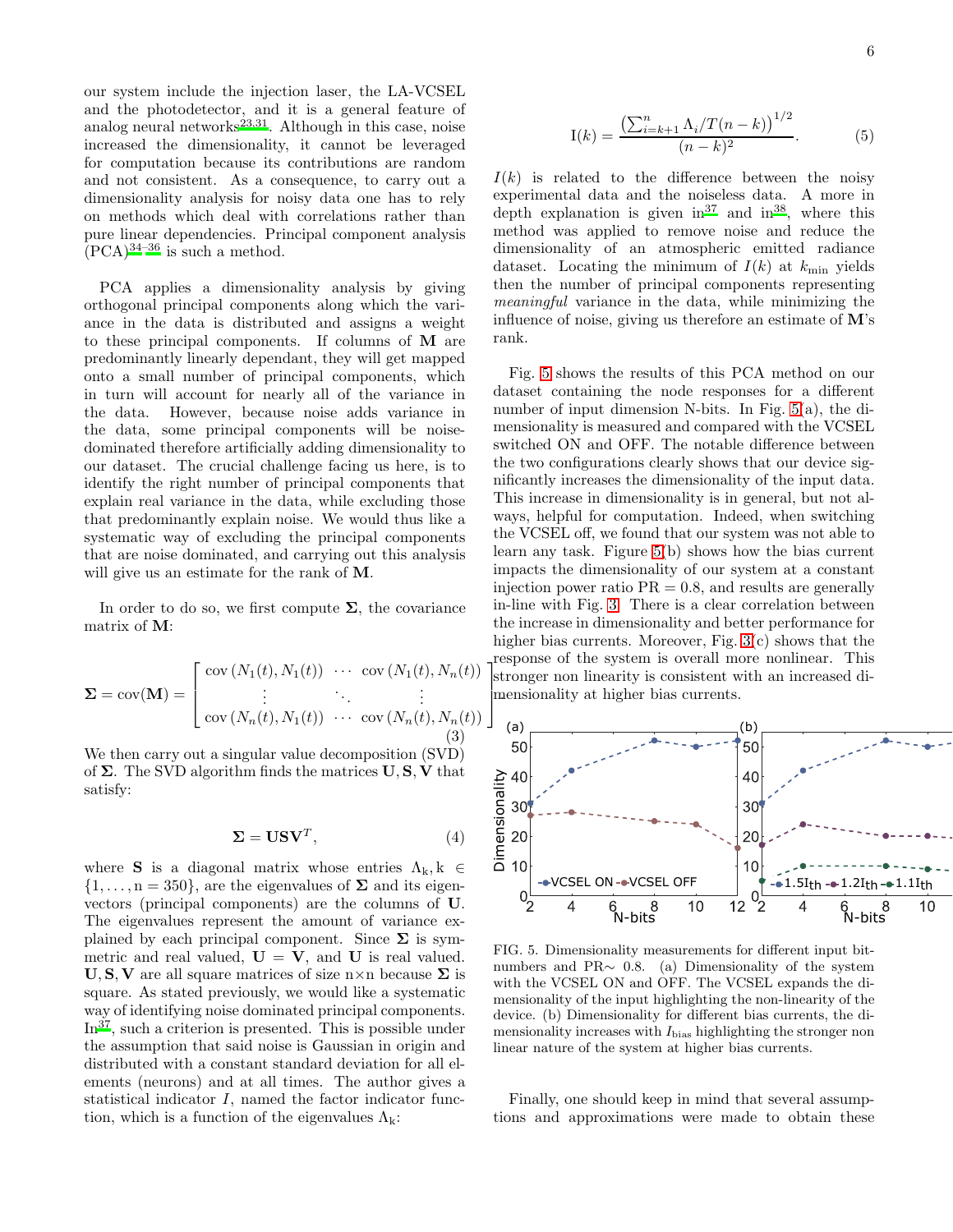our system include the injection laser, the LA-VCSEL and the photodetector, and it is a general feature of analog neural networks[23,31]. Although in this case, noise increased the dimensionality, it cannot be leveraged for computation because its contributions are random and not consistent. As a consequence, to carry out a dimensionality analysis for noisy data one has to rely on methods which deal with correlations rather than pure linear dependencies. Principal component analysis (PCA)[34–36] is such a method.

PCA applies a dimensionality analysis by giving orthogonal principal components along which the variance in the data is distributed and assigns a weight to these principal components. If columns of $\mathbf{M}$ are predominantly linearly dependant, they will get mapped onto a small number of principal components, which in turn will account for nearly all of the variance in the data. However, because noise adds variance in the data, some principal components will be noise-dominated therefore artificially adding dimensionality to our dataset. The crucial challenge facing us here, is to identify the right number of principal components that explain real variance in the data, while excluding those that predominantly explain noise. We would thus like a systematic way of excluding the principal components that are noise dominated, and carrying out this analysis will give us an estimate for the rank of $\mathbf{M}$.

In order to do so, we first compute $\mathbf{\Sigma}$, the covariance matrix of $\mathbf{M}$:

$$\mathbf{\Sigma} = \mathrm{cov}(\mathbf{M}) = \begin{bmatrix} \mathrm{cov}\left(N_1(t), N_1(t)\right) & \cdots & \mathrm{cov}\left(N_1(t), N_n(t)\right) \\ \vdots & \ddots & \vdots \\ \mathrm{cov}\left(N_n(t), N_1(t)\right) & \cdots & \mathrm{cov}\left(N_n(t), N_n(t)\right) \end{bmatrix} \quad (3)$$

We then carry out a singular value decomposition (SVD) of $\mathbf{\Sigma}$. The SVD algorithm finds the matrices $\mathbf{U}, \mathbf{S}, \mathbf{V}$ that satisfy:

$$\mathbf{\Sigma} = \mathbf{U}\mathbf{S}\mathbf{V}^T, \quad (4)$$

where $\mathbf{S}$ is a diagonal matrix whose entries $\Lambda_{\mathrm{k}}, \mathrm{k} \in \{1, \ldots, \mathrm{n} = 350\}$, are the eigenvalues of $\mathbf{\Sigma}$ and its eigenvectors (principal components) are the columns of $\mathbf{U}$. The eigenvalues represent the amount of variance explained by each principal component. Since $\mathbf{\Sigma}$ is symmetric and real valued, $\mathbf{U} = \mathbf{V}$, and $\mathbf{U}$ is real valued. $\mathbf{U}, \mathbf{S}, \mathbf{V}$ are all square matrices of size n×n because $\mathbf{\Sigma}$ is square. As stated previously, we would like a systematic way of identifying noise dominated principal components. In[37], such a criterion is presented. This is possible under the assumption that said noise is Gaussian in origin and distributed with a constant standard deviation for all elements (neurons) and at all times. The author gives a statistical indicator $I$, named the factor indicator function, which is a function of the eigenvalues $\Lambda_{\mathrm{k}}$:

$$\mathrm{I}(k) = \frac{\left(\sum_{i=k+1}^{n} \Lambda_i / T(n-k)\right)^{1/2}}{(n-k)^2}. \quad (5)$$

$I(k)$ is related to the difference between the noisy experimental data and the noiseless data. A more in depth explanation is given in[37] and in[38], where this method was applied to remove noise and reduce the dimensionality of an atmospheric emitted radiance dataset. Locating the minimum of $I(k)$ at $k_{\min}$ yields then the number of principal components representing *meaningful* variance in the data, while minimizing the influence of noise, giving us therefore an estimate of $\mathbf{M}$'s rank.

Fig. 5 shows the results of this PCA method on our dataset containing the node responses for a different number of input dimension N-bits. In Fig. 5(a), the dimensionality is measured and compared with the VCSEL switched ON and OFF. The notable difference between the two configurations clearly shows that our device significantly increases the dimensionality of the input data. This increase in dimensionality is in general, but not always, helpful for computation. Indeed, when switching the VCSEL off, we found that our system was not able to learn any task. Figure 5(b) shows how the bias current impacts the dimensionality of our system at a constant injection power ratio PR = 0.8, and results are generally in-line with Fig. 3. There is a clear correlation between the increase in dimensionality and better performance for higher bias currents. Moreover, Fig. 3(c) shows that the response of the system is overall more nonlinear. This stronger non linearity is consistent with an increased dimensionality at higher bias currents.

FIG. 5. Dimensionality measurements for different input bit-numbers and PR∼ 0.8. (a) Dimensionality of the system with the VCSEL ON and OFF. The VCSEL expands the dimensionality of the input highlighting the non-linearity of the device. (b) Dimensionality for different bias currents, the dimensionality increases with $I_{\mathrm{bias}}$ highlighting the stronger non linear nature of the system at higher bias currents.

Finally, one should keep in mind that several assumptions and approximations were made to obtain these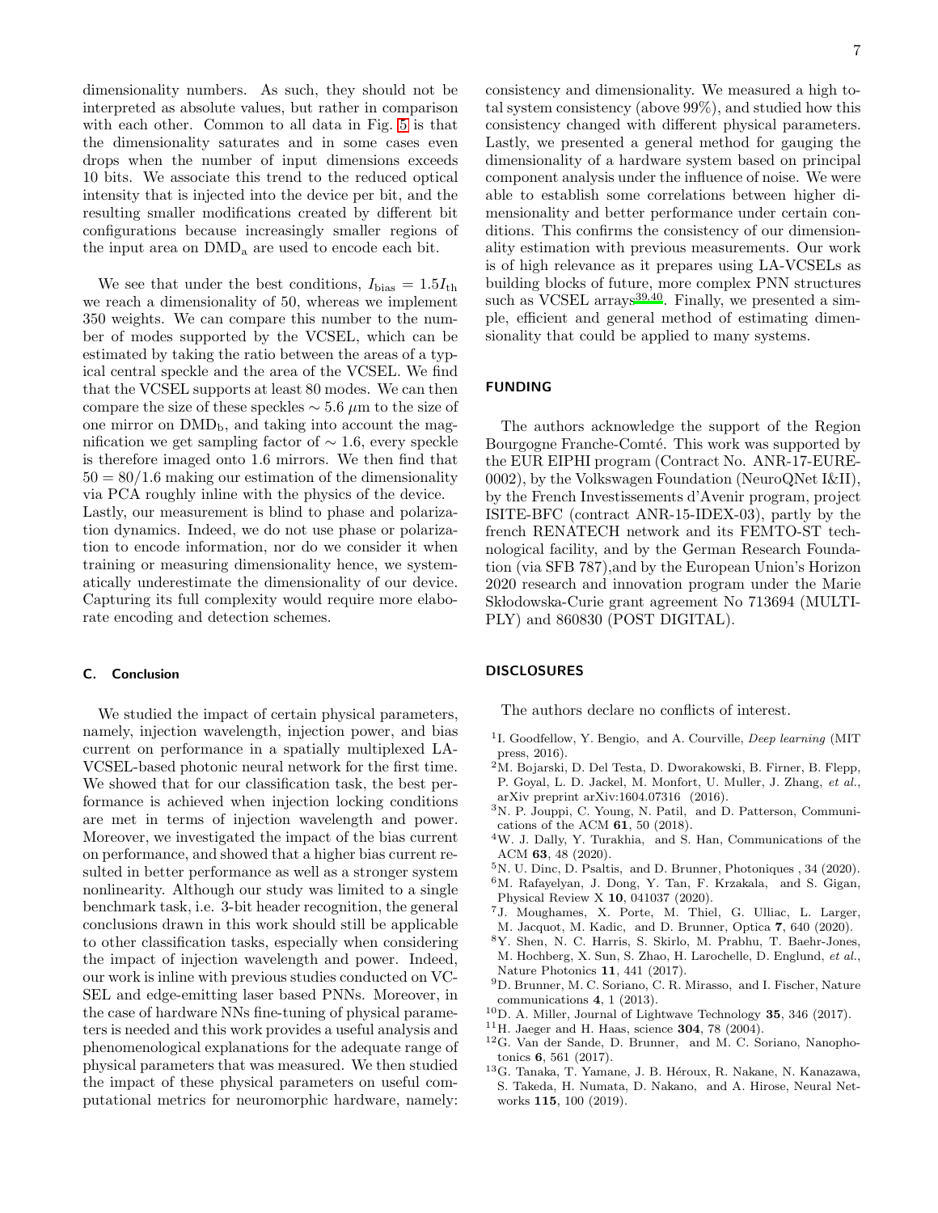dimensionality numbers. As such, they should not be interpreted as absolute values, but rather in comparison with each other. Common to all data in Fig. 5 is that the dimensionality saturates and in some cases even drops when the number of input dimensions exceeds 10 bits. We associate this trend to the reduced optical intensity that is injected into the device per bit, and the resulting smaller modifications created by different bit configurations because increasingly smaller regions of the input area on $\mathrm{DMD_a}$ are used to encode each bit.

We see that under the best conditions, $I_{\mathrm{bias}} = 1.5 I_{\mathrm{th}}$ we reach a dimensionality of 50, whereas we implement 350 weights. We can compare this number to the number of modes supported by the VCSEL, which can be estimated by taking the ratio between the areas of a typical central speckle and the area of the VCSEL. We find that the VCSEL supports at least 80 modes. We can then compare the size of these speckles $\sim 5.6\ \mu$m to the size of one mirror on $\mathrm{DMD_b}$, and taking into account the magnification we get sampling factor of $\sim 1.6$, every speckle is therefore imaged onto 1.6 mirrors. We then find that $50 = 80/1.6$ making our estimation of the dimensionality via PCA roughly inline with the physics of the device.
Lastly, our measurement is blind to phase and polarization dynamics. Indeed, we do not use phase or polarization to encode information, nor do we consider it when training or measuring dimensionality hence, we systematically underestimate the dimensionality of our device. Capturing its full complexity would require more elaborate encoding and detection schemes.

### C. Conclusion

We studied the impact of certain physical parameters, namely, injection wavelength, injection power, and bias current on performance in a spatially multiplexed LA-VCSEL-based photonic neural network for the first time. We showed that for our classification task, the best performance is achieved when injection locking conditions are met in terms of injection wavelength and power. Moreover, we investigated the impact of the bias current on performance, and showed that a higher bias current resulted in better performance as well as a stronger system nonlinearity. Although our study was limited to a single benchmark task, i.e. 3-bit header recognition, the general conclusions drawn in this work should still be applicable to other classification tasks, especially when considering the impact of injection wavelength and power. Indeed, our work is inline with previous studies conducted on VCSEL and edge-emitting laser based PNNs. Moreover, in the case of hardware NNs fine-tuning of physical parameters is needed and this work provides a useful analysis and phenomenological explanations for the adequate range of physical parameters that was measured. We then studied the impact of these physical parameters on useful computational metrics for neuromorphic hardware, namely: consistency and dimensionality. We measured a high total system consistency (above 99%), and studied how this consistency changed with different physical parameters. Lastly, we presented a general method for gauging the dimensionality of a hardware system based on principal component analysis under the influence of noise. We were able to establish some correlations between higher dimensionality and better performance under certain conditions. This confirms the consistency of our dimensionality estimation with previous measurements. Our work is of high relevance as it prepares using LA-VCSELs as building blocks of future, more complex PNN structures such as VCSEL arrays[39,40]. Finally, we presented a simple, efficient and general method of estimating dimensionality that could be applied to many systems.

## FUNDING

The authors acknowledge the support of the Region Bourgogne Franche-Comté. This work was supported by the EUR EIPHI program (Contract No. ANR-17-EURE-0002), by the Volkswagen Foundation (NeuroQNet I&II), by the French Investissements d'Avenir program, project ISITE-BFC (contract ANR-15-IDEX-03), partly by the french RENATECH network and its FEMTO-ST technological facility, and by the German Research Foundation (via SFB 787),and by the European Union's Horizon 2020 research and innovation program under the Marie Skłodowska-Curie grant agreement No 713694 (MULTIPLY) and 860830 (POST DIGITAL).

## DISCLOSURES

The authors declare no conflicts of interest.

[1] I. Goodfellow, Y. Bengio, and A. Courville, *Deep learning* (MIT press, 2016).
[2] M. Bojarski, D. Del Testa, D. Dworakowski, B. Firner, B. Flepp, P. Goyal, L. D. Jackel, M. Monfort, U. Muller, J. Zhang, *et al.*, arXiv preprint arXiv:1604.07316 (2016).
[3] N. P. Jouppi, C. Young, N. Patil, and D. Patterson, Communications of the ACM **61**, 50 (2018).
[4] W. J. Dally, Y. Turakhia, and S. Han, Communications of the ACM **63**, 48 (2020).
[5] N. U. Dinc, D. Psaltis, and D. Brunner, Photoniques , 34 (2020).
[6] M. Rafayelyan, J. Dong, Y. Tan, F. Krzakala, and S. Gigan, Physical Review X **10**, 041037 (2020).
[7] J. Moughames, X. Porte, M. Thiel, G. Ulliac, L. Larger, M. Jacquot, M. Kadic, and D. Brunner, Optica **7**, 640 (2020).
[8] Y. Shen, N. C. Harris, S. Skirlo, M. Prabhu, T. Baehr-Jones, M. Hochberg, X. Sun, S. Zhao, H. Larochelle, D. Englund, *et al.*, Nature Photonics **11**, 441 (2017).
[9] D. Brunner, M. C. Soriano, C. R. Mirasso, and I. Fischer, Nature communications **4**, 1 (2013).
[10] D. A. Miller, Journal of Lightwave Technology **35**, 346 (2017).
[11] H. Jaeger and H. Haas, science **304**, 78 (2004).
[12] G. Van der Sande, D. Brunner, and M. C. Soriano, Nanophotonics **6**, 561 (2017).
[13] G. Tanaka, T. Yamane, J. B. Héroux, R. Nakane, N. Kanazawa, S. Takeda, H. Numata, D. Nakano, and A. Hirose, Neural Networks **115**, 100 (2019).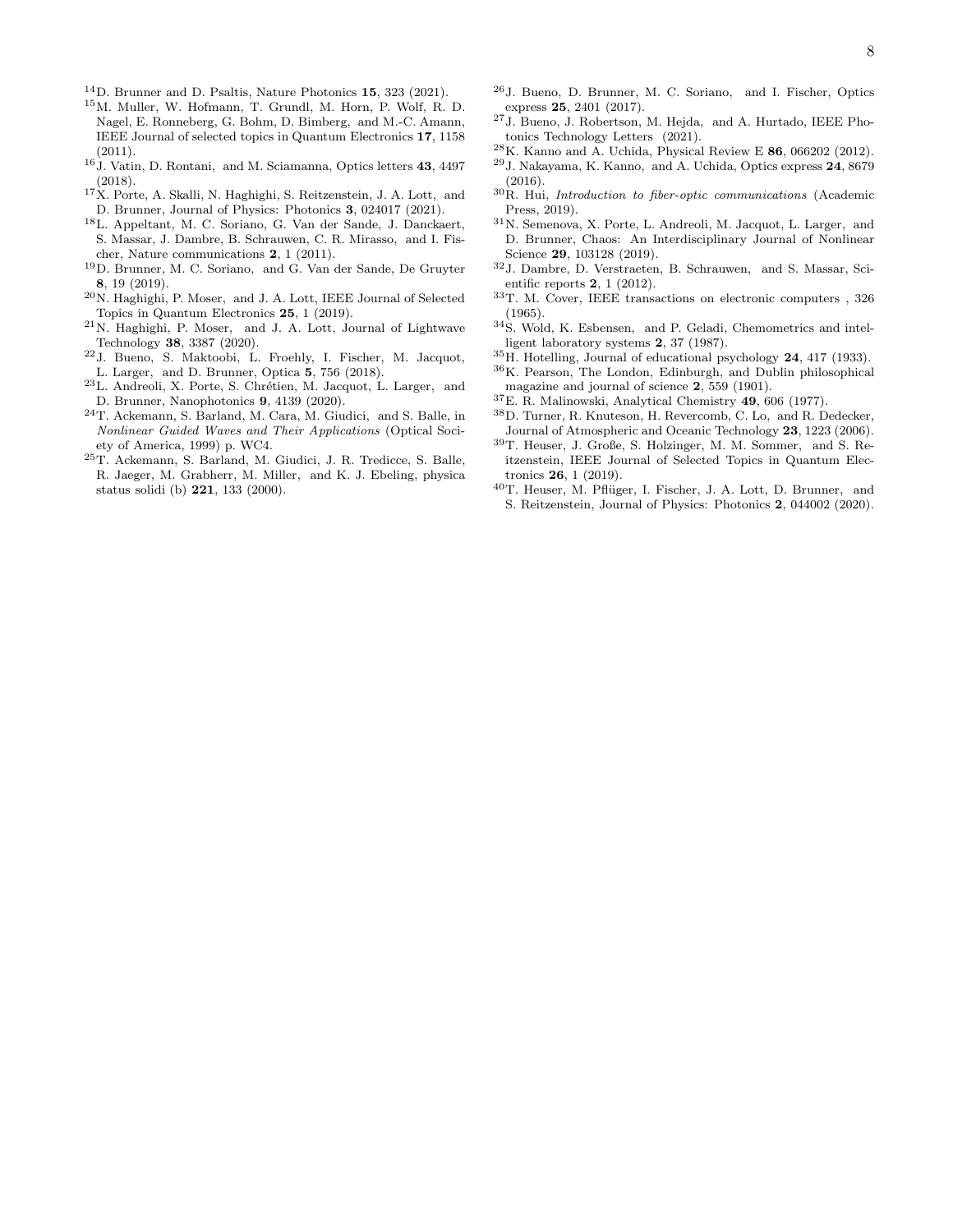[14] D. Brunner and D. Psaltis, Nature Photonics **15**, 323 (2021).

[15] M. Muller, W. Hofmann, T. Grundl, M. Horn, P. Wolf, R. D. Nagel, E. Ronneberg, G. Bohm, D. Bimberg, and M.-C. Amann, IEEE Journal of selected topics in Quantum Electronics **17**, 1158 (2011).

[16] J. Vatin, D. Rontani, and M. Sciamanna, Optics letters **43**, 4497 (2018).

[17] X. Porte, A. Skalli, N. Haghighi, S. Reitzenstein, J. A. Lott, and D. Brunner, Journal of Physics: Photonics **3**, 024017 (2021).

[18] L. Appeltant, M. C. Soriano, G. Van der Sande, J. Danckaert, S. Massar, J. Dambre, B. Schrauwen, C. R. Mirasso, and I. Fischer, Nature communications **2**, 1 (2011).

[19] D. Brunner, M. C. Soriano, and G. Van der Sande, De Gruyter **8**, 19 (2019).

[20] N. Haghighi, P. Moser, and J. A. Lott, IEEE Journal of Selected Topics in Quantum Electronics **25**, 1 (2019).

[21] N. Haghighi, P. Moser, and J. A. Lott, Journal of Lightwave Technology **38**, 3387 (2020).

[22] J. Bueno, S. Maktoobi, L. Froehly, I. Fischer, M. Jacquot, L. Larger, and D. Brunner, Optica **5**, 756 (2018).

[23] L. Andreoli, X. Porte, S. Chrétien, M. Jacquot, L. Larger, and D. Brunner, Nanophotonics **9**, 4139 (2020).

[24] T. Ackemann, S. Barland, M. Cara, M. Giudici, and S. Balle, in *Nonlinear Guided Waves and Their Applications* (Optical Society of America, 1999) p. WC4.

[25] T. Ackemann, S. Barland, M. Giudici, J. R. Tredicce, S. Balle, R. Jaeger, M. Grabherr, M. Miller, and K. J. Ebeling, physica status solidi (b) **221**, 133 (2000).

[26] J. Bueno, D. Brunner, M. C. Soriano, and I. Fischer, Optics express **25**, 2401 (2017).

[27] J. Bueno, J. Robertson, M. Hejda, and A. Hurtado, IEEE Photonics Technology Letters (2021).

[28] K. Kanno and A. Uchida, Physical Review E **86**, 066202 (2012).

[29] J. Nakayama, K. Kanno, and A. Uchida, Optics express **24**, 8679 (2016).

[30] R. Hui, *Introduction to fiber-optic communications* (Academic Press, 2019).

[31] N. Semenova, X. Porte, L. Andreoli, M. Jacquot, L. Larger, and D. Brunner, Chaos: An Interdisciplinary Journal of Nonlinear Science **29**, 103128 (2019).

[32] J. Dambre, D. Verstraeten, B. Schrauwen, and S. Massar, Scientific reports **2**, 1 (2012).

[33] T. M. Cover, IEEE transactions on electronic computers , 326 (1965).

[34] S. Wold, K. Esbensen, and P. Geladi, Chemometrics and intelligent laboratory systems **2**, 37 (1987).

[35] H. Hotelling, Journal of educational psychology **24**, 417 (1933).

[36] K. Pearson, The London, Edinburgh, and Dublin philosophical magazine and journal of science **2**, 559 (1901).

[37] E. R. Malinowski, Analytical Chemistry **49**, 606 (1977).

[38] D. Turner, R. Knuteson, H. Revercomb, C. Lo, and R. Dedecker, Journal of Atmospheric and Oceanic Technology **23**, 1223 (2006).

[39] T. Heuser, J. Große, S. Holzinger, M. M. Sommer, and S. Reitzenstein, IEEE Journal of Selected Topics in Quantum Electronics **26**, 1 (2019).

[40] T. Heuser, M. Pflüger, I. Fischer, J. A. Lott, D. Brunner, and S. Reitzenstein, Journal of Physics: Photonics **2**, 044002 (2020).